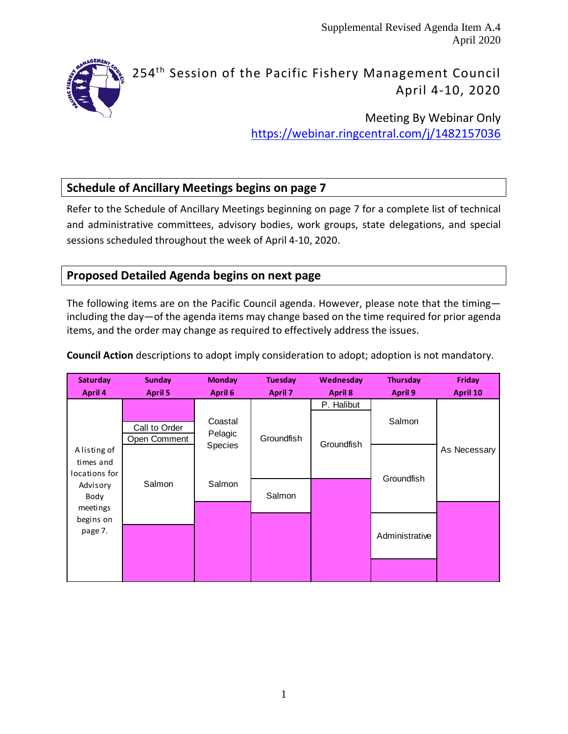Supplemental Revised Agenda Item A.4
April 2020

# 254th Session of the Pacific Fishery Management Council
## April 4-10, 2020

Meeting By Webinar Only
https://webinar.ringcentral.com/j/1482157036

## Schedule of Ancillary Meetings begins on page 7

Refer to the Schedule of Ancillary Meetings beginning on page 7 for a complete list of technical and administrative committees, advisory bodies, work groups, state delegations, and special sessions scheduled throughout the week of April 4-10, 2020.

## Proposed Detailed Agenda begins on next page

The following items are on the Pacific Council agenda. However, please note that the timing—including the day—of the agenda items may change based on the time required for prior agenda items, and the order may change as required to effectively address the issues.

**Council Action** descriptions to adopt imply consideration to adopt; adoption is not mandatory.

| Saturday April 4 | Sunday April 5 | Monday April 6 | Tuesday April 7 | Wednesday April 8 | Thursday April 9 | Friday April 10 |
|---|---|---|---|---|---|---|
| A listing of times and locations for Advisory Body meetings begins on page 7. | Call to Order<br>Open Comment<br>Salmon | Coastal Pelagic Species<br>Salmon | Groundfish<br>Salmon | P. Halibut<br>Groundfish | Salmon<br>Groundfish<br>Administrative | As Necessary |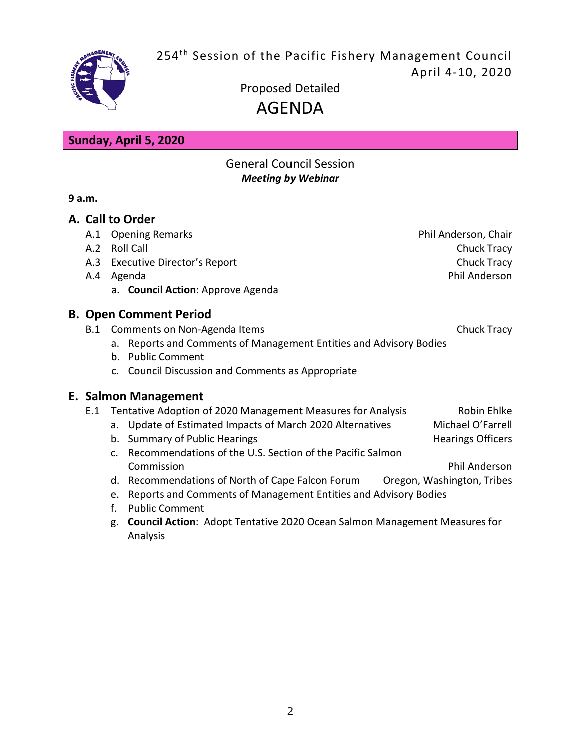254th Session of the Pacific Fishery Management Council
April 4-10, 2020

Proposed Detailed
# AGENDA

## Sunday, April 5, 2020

General Council Session
***Meeting by Webinar***

**9 a.m.**

## A. Call to Order

- A.1 Opening Remarks — Phil Anderson, Chair
- A.2 Roll Call — Chuck Tracy
- A.3 Executive Director's Report — Chuck Tracy
- A.4 Agenda — Phil Anderson
  - a. **Council Action**: Approve Agenda

## B. Open Comment Period

- B.1 Comments on Non-Agenda Items — Chuck Tracy
  - a. Reports and Comments of Management Entities and Advisory Bodies
  - b. Public Comment
  - c. Council Discussion and Comments as Appropriate

## E. Salmon Management

- E.1 Tentative Adoption of 2020 Management Measures for Analysis — Robin Ehlke
  - a. Update of Estimated Impacts of March 2020 Alternatives — Michael O'Farrell
  - b. Summary of Public Hearings — Hearings Officers
  - c. Recommendations of the U.S. Section of the Pacific Salmon Commission — Phil Anderson
  - d. Recommendations of North of Cape Falcon Forum — Oregon, Washington, Tribes
  - e. Reports and Comments of Management Entities and Advisory Bodies
  - f. Public Comment
  - g. **Council Action**: Adopt Tentative 2020 Ocean Salmon Management Measures for Analysis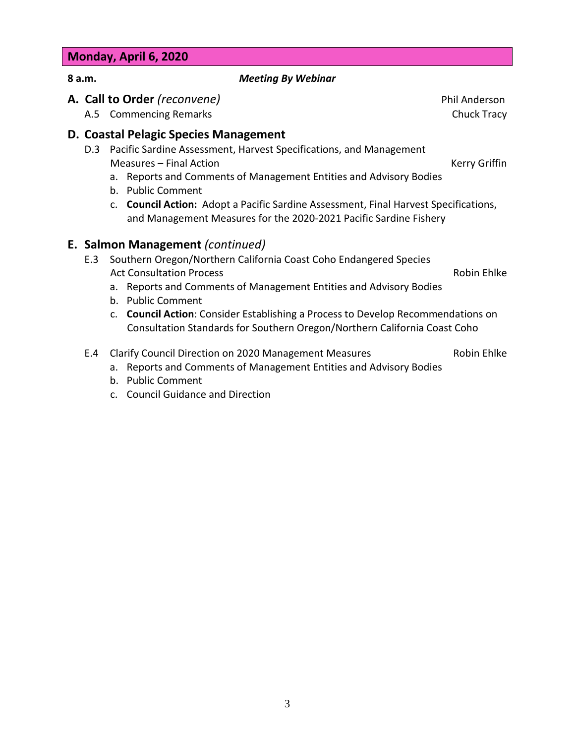## Monday, April 6, 2020

**8 a.m.** ***Meeting By Webinar***

### A. Call to Order *(reconvene)* — Phil Anderson

A.5 Commencing Remarks — Chuck Tracy

### D. Coastal Pelagic Species Management

D.3 Pacific Sardine Assessment, Harvest Specifications, and Management Measures – Final Action — Kerry Griffin

- a. Reports and Comments of Management Entities and Advisory Bodies
- b. Public Comment
- c. **Council Action:** Adopt a Pacific Sardine Assessment, Final Harvest Specifications, and Management Measures for the 2020-2021 Pacific Sardine Fishery

### E. Salmon Management *(continued)*

E.3 Southern Oregon/Northern California Coast Coho Endangered Species Act Consultation Process — Robin Ehlke

- a. Reports and Comments of Management Entities and Advisory Bodies
- b. Public Comment
- c. **Council Action**: Consider Establishing a Process to Develop Recommendations on Consultation Standards for Southern Oregon/Northern California Coast Coho

E.4 Clarify Council Direction on 2020 Management Measures — Robin Ehlke

- a. Reports and Comments of Management Entities and Advisory Bodies
- b. Public Comment
- c. Council Guidance and Direction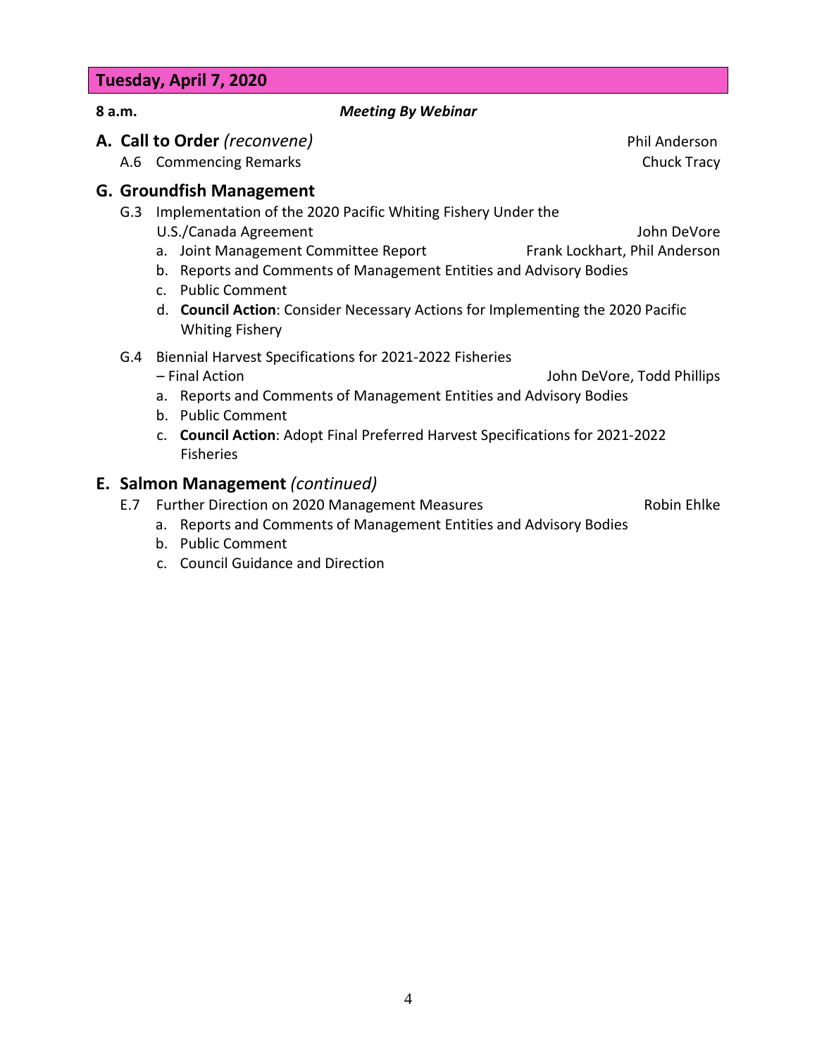## Tuesday, April 7, 2020

**8 a.m.** ***Meeting By Webinar***

### A. Call to Order *(reconvene)* — Phil Anderson

A.6 Commencing Remarks — Chuck Tracy

### G. Groundfish Management

G.3 Implementation of the 2020 Pacific Whiting Fishery Under the U.S./Canada Agreement — John DeVore

- a. Joint Management Committee Report — Frank Lockhart, Phil Anderson
- b. Reports and Comments of Management Entities and Advisory Bodies
- c. Public Comment
- d. **Council Action**: Consider Necessary Actions for Implementing the 2020 Pacific Whiting Fishery

G.4 Biennial Harvest Specifications for 2021-2022 Fisheries – Final Action — John DeVore, Todd Phillips

- a. Reports and Comments of Management Entities and Advisory Bodies
- b. Public Comment
- c. **Council Action**: Adopt Final Preferred Harvest Specifications for 2021-2022 Fisheries

### E. Salmon Management *(continued)*

E.7 Further Direction on 2020 Management Measures — Robin Ehlke

- a. Reports and Comments of Management Entities and Advisory Bodies
- b. Public Comment
- c. Council Guidance and Direction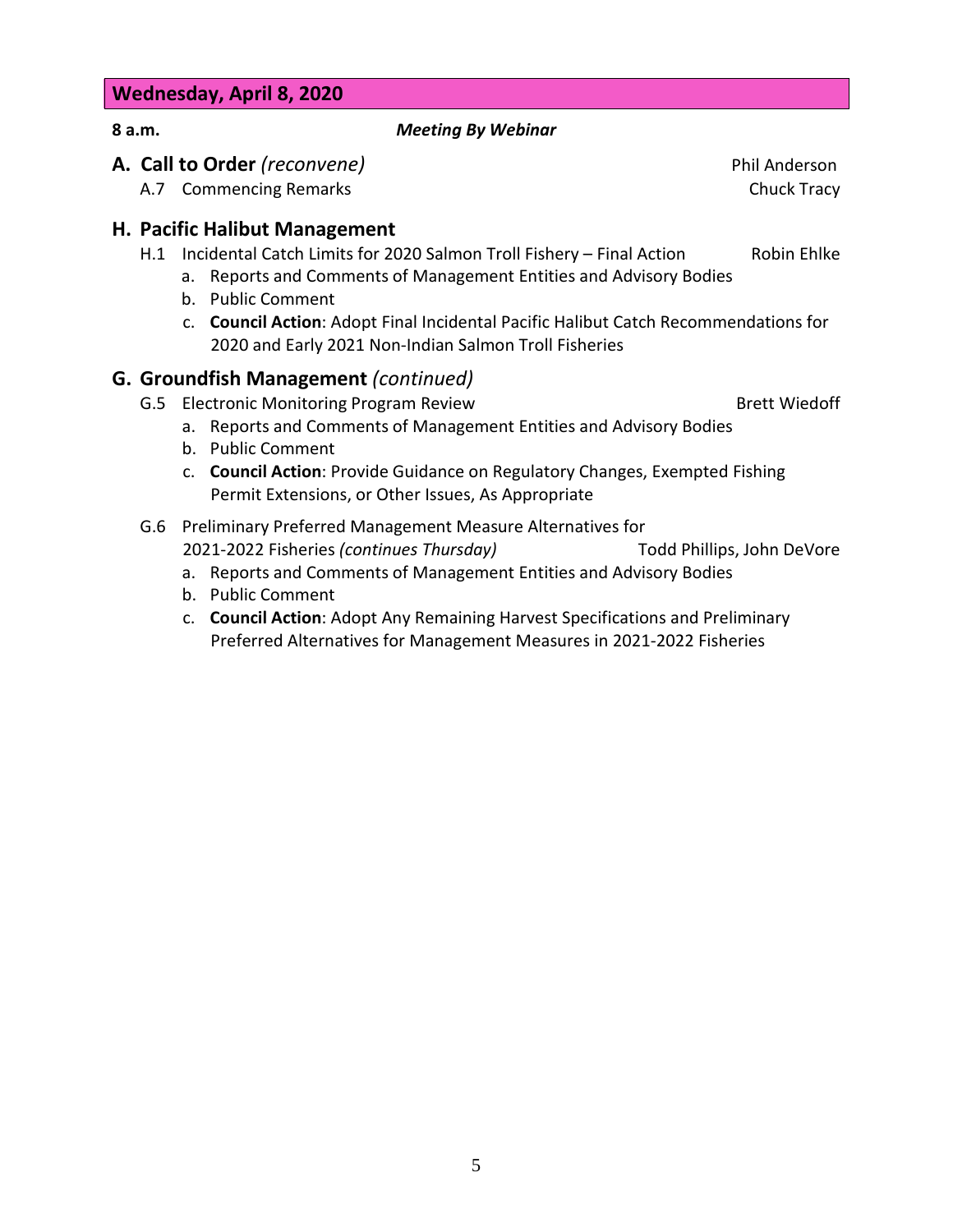## Wednesday, April 8, 2020

**8 a.m.** ***Meeting By Webinar***

### A. Call to Order *(reconvene)* — Phil Anderson

A.7 Commencing Remarks — Chuck Tracy

### H. Pacific Halibut Management

H.1 Incidental Catch Limits for 2020 Salmon Troll Fishery – Final Action — Robin Ehlke

   a. Reports and Comments of Management Entities and Advisory Bodies
   b. Public Comment
   c. **Council Action**: Adopt Final Incidental Pacific Halibut Catch Recommendations for 2020 and Early 2021 Non-Indian Salmon Troll Fisheries

### G. Groundfish Management *(continued)*

G.5 Electronic Monitoring Program Review — Brett Wiedoff

   a. Reports and Comments of Management Entities and Advisory Bodies
   b. Public Comment
   c. **Council Action**: Provide Guidance on Regulatory Changes, Exempted Fishing Permit Extensions, or Other Issues, As Appropriate

G.6 Preliminary Preferred Management Measure Alternatives for 2021-2022 Fisheries *(continues Thursday)* — Todd Phillips, John DeVore

   a. Reports and Comments of Management Entities and Advisory Bodies
   b. Public Comment
   c. **Council Action**: Adopt Any Remaining Harvest Specifications and Preliminary Preferred Alternatives for Management Measures in 2021-2022 Fisheries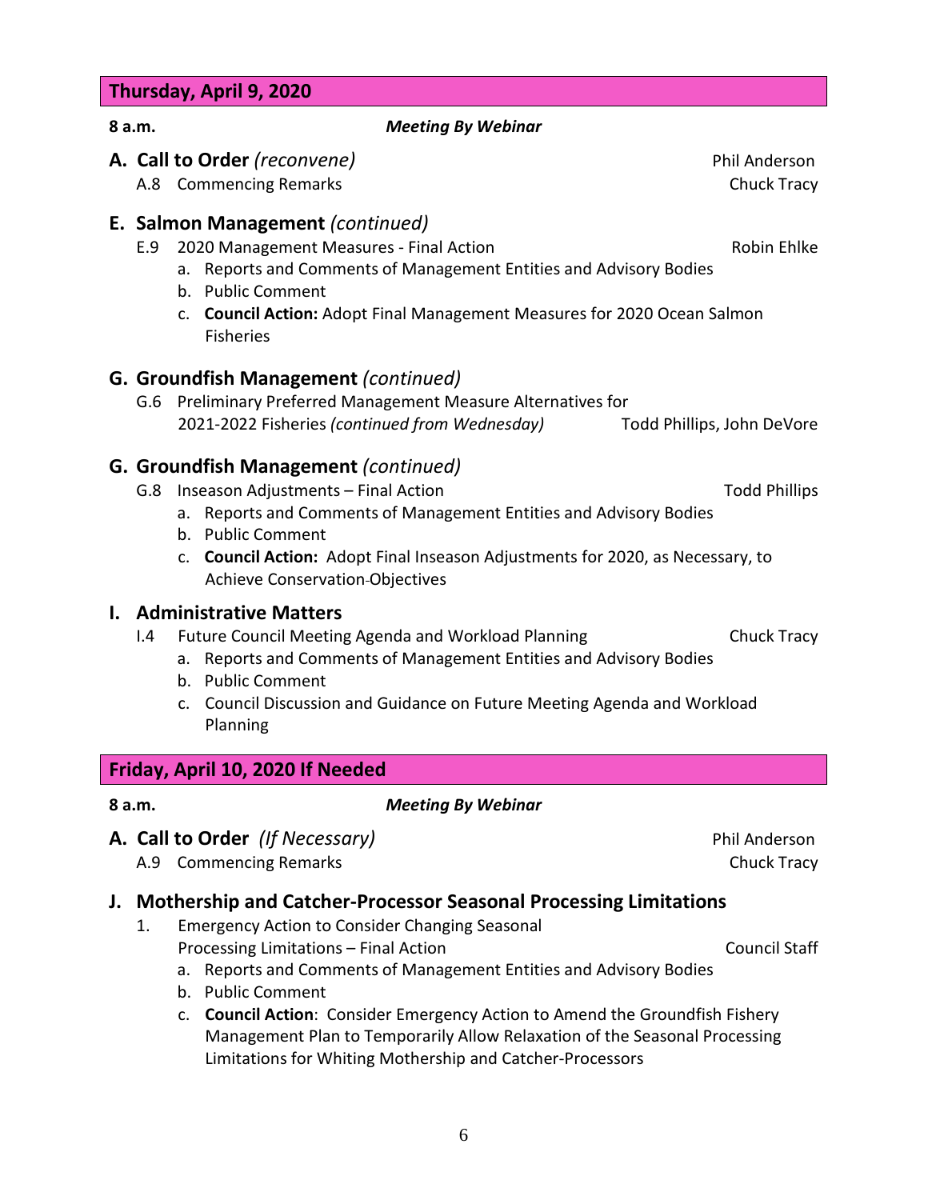## Thursday, April 9, 2020

**8 a.m.** ***Meeting By Webinar***

### A. Call to Order *(reconvene)* — Phil Anderson

A.8 Commencing Remarks — Chuck Tracy

### E. Salmon Management *(continued)*

E.9 2020 Management Measures - Final Action — Robin Ehlke

a. Reports and Comments of Management Entities and Advisory Bodies
b. Public Comment
c. **Council Action:** Adopt Final Management Measures for 2020 Ocean Salmon Fisheries

### G. Groundfish Management *(continued)*

G.6 Preliminary Preferred Management Measure Alternatives for 2021-2022 Fisheries *(continued from Wednesday)* — Todd Phillips, John DeVore

### G. Groundfish Management *(continued)*

G.8 Inseason Adjustments – Final Action — Todd Phillips

a. Reports and Comments of Management Entities and Advisory Bodies
b. Public Comment
c. **Council Action:** Adopt Final Inseason Adjustments for 2020, as Necessary, to Achieve Conservation Objectives

### I. Administrative Matters

I.4 Future Council Meeting Agenda and Workload Planning — Chuck Tracy

a. Reports and Comments of Management Entities and Advisory Bodies
b. Public Comment
c. Council Discussion and Guidance on Future Meeting Agenda and Workload Planning

## Friday, April 10, 2020 If Needed

**8 a.m.** ***Meeting By Webinar***

### A. Call to Order *(If Necessary)* — Phil Anderson

A.9 Commencing Remarks — Chuck Tracy

### J. Mothership and Catcher-Processor Seasonal Processing Limitations

1. Emergency Action to Consider Changing Seasonal Processing Limitations – Final Action — Council Staff

a. Reports and Comments of Management Entities and Advisory Bodies
b. Public Comment
c. **Council Action**: Consider Emergency Action to Amend the Groundfish Fishery Management Plan to Temporarily Allow Relaxation of the Seasonal Processing Limitations for Whiting Mothership and Catcher-Processors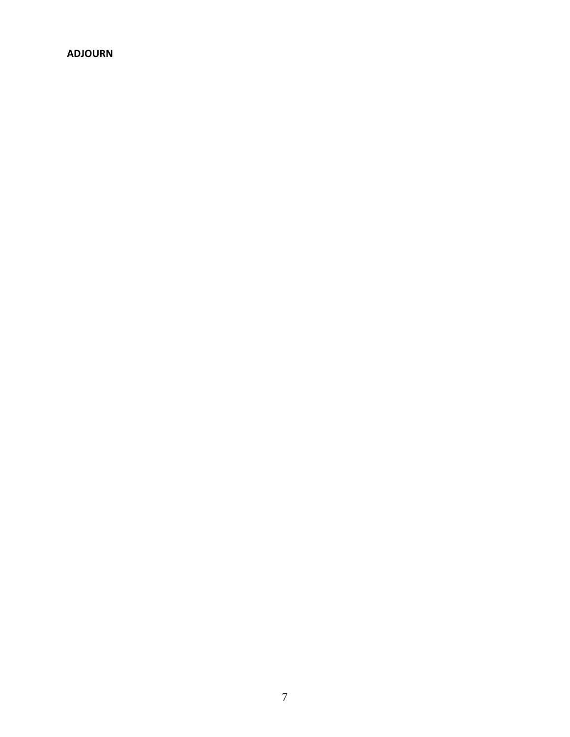**ADJOURN**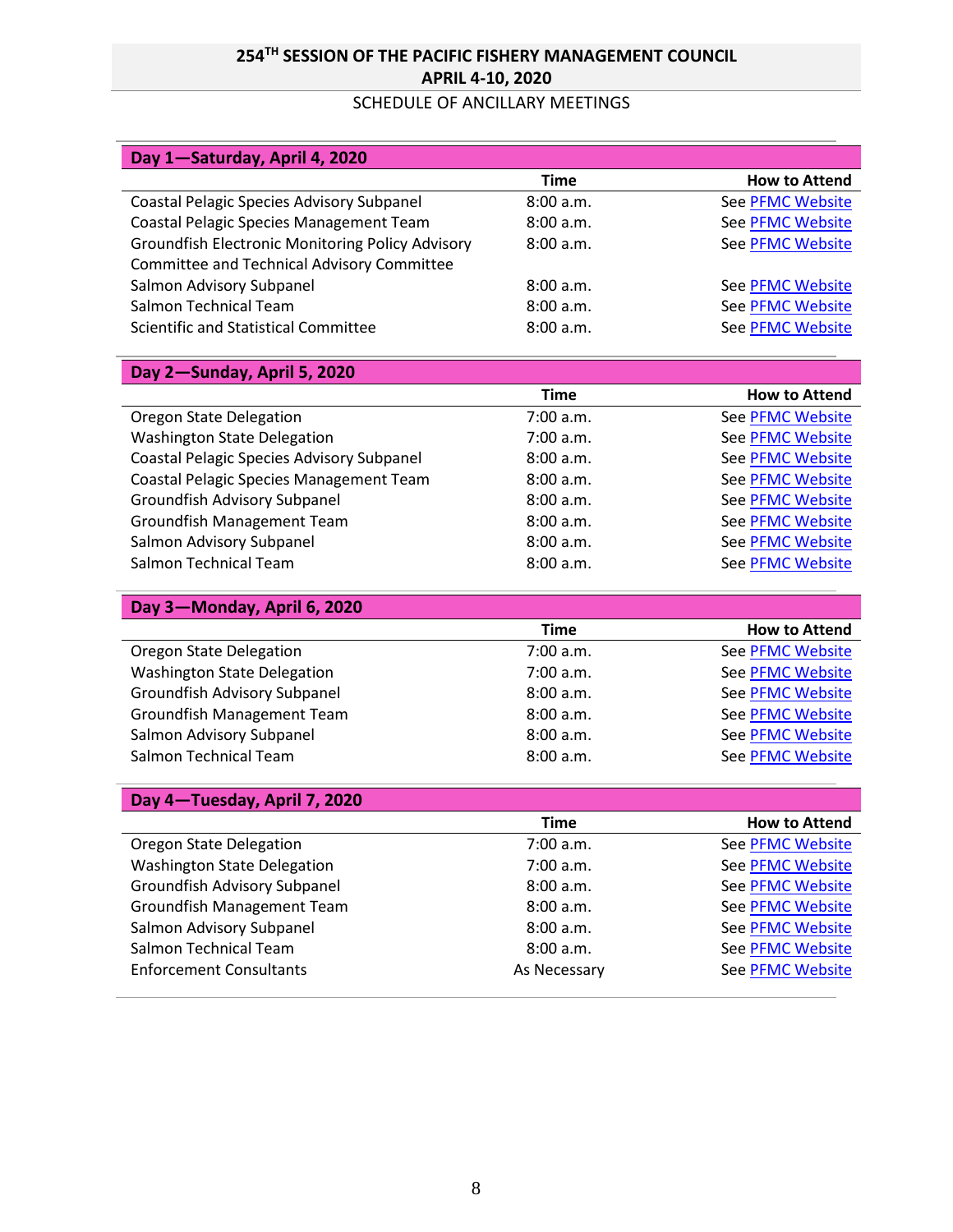# 254TH SESSION OF THE PACIFIC FISHERY MANAGEMENT COUNCIL
## APRIL 4-10, 2020

SCHEDULE OF ANCILLARY MEETINGS

| Day 1—Saturday, April 4, 2020 | | |
|---|---|---|
| | **Time** | **How to Attend** |
| Coastal Pelagic Species Advisory Subpanel | 8:00 a.m. | See PFMC Website |
| Coastal Pelagic Species Management Team | 8:00 a.m. | See PFMC Website |
| Groundfish Electronic Monitoring Policy Advisory Committee and Technical Advisory Committee | 8:00 a.m. | See PFMC Website |
| Salmon Advisory Subpanel | 8:00 a.m. | See PFMC Website |
| Salmon Technical Team | 8:00 a.m. | See PFMC Website |
| Scientific and Statistical Committee | 8:00 a.m. | See PFMC Website |

| Day 2—Sunday, April 5, 2020 | | |
|---|---|---|
| | **Time** | **How to Attend** |
| Oregon State Delegation | 7:00 a.m. | See PFMC Website |
| Washington State Delegation | 7:00 a.m. | See PFMC Website |
| Coastal Pelagic Species Advisory Subpanel | 8:00 a.m. | See PFMC Website |
| Coastal Pelagic Species Management Team | 8:00 a.m. | See PFMC Website |
| Groundfish Advisory Subpanel | 8:00 a.m. | See PFMC Website |
| Groundfish Management Team | 8:00 a.m. | See PFMC Website |
| Salmon Advisory Subpanel | 8:00 a.m. | See PFMC Website |
| Salmon Technical Team | 8:00 a.m. | See PFMC Website |

| Day 3—Monday, April 6, 2020 | | |
|---|---|---|
| | **Time** | **How to Attend** |
| Oregon State Delegation | 7:00 a.m. | See PFMC Website |
| Washington State Delegation | 7:00 a.m. | See PFMC Website |
| Groundfish Advisory Subpanel | 8:00 a.m. | See PFMC Website |
| Groundfish Management Team | 8:00 a.m. | See PFMC Website |
| Salmon Advisory Subpanel | 8:00 a.m. | See PFMC Website |
| Salmon Technical Team | 8:00 a.m. | See PFMC Website |

| Day 4—Tuesday, April 7, 2020 | | |
|---|---|---|
| | **Time** | **How to Attend** |
| Oregon State Delegation | 7:00 a.m. | See PFMC Website |
| Washington State Delegation | 7:00 a.m. | See PFMC Website |
| Groundfish Advisory Subpanel | 8:00 a.m. | See PFMC Website |
| Groundfish Management Team | 8:00 a.m. | See PFMC Website |
| Salmon Advisory Subpanel | 8:00 a.m. | See PFMC Website |
| Salmon Technical Team | 8:00 a.m. | See PFMC Website |
| Enforcement Consultants | As Necessary | See PFMC Website |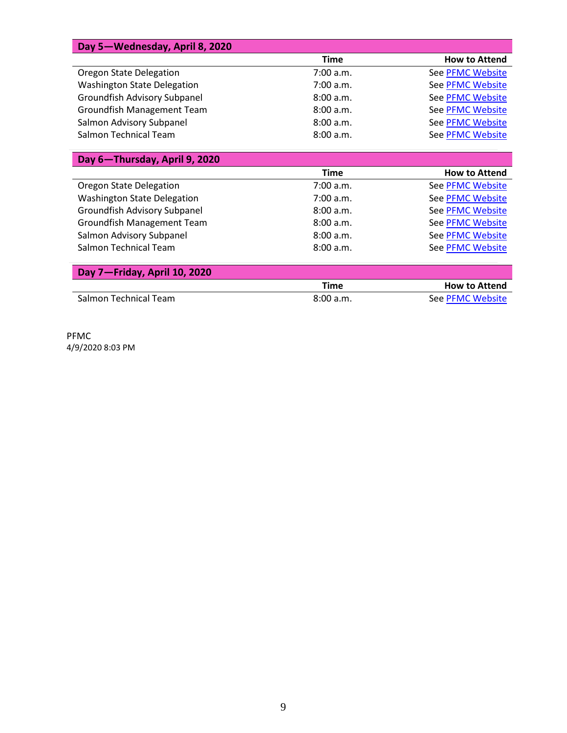| Day 5—Wednesday, April 8, 2020 | | |
|---|---|---|
| | **Time** | **How to Attend** |
| Oregon State Delegation | 7:00 a.m. | See PFMC Website |
| Washington State Delegation | 7:00 a.m. | See PFMC Website |
| Groundfish Advisory Subpanel | 8:00 a.m. | See PFMC Website |
| Groundfish Management Team | 8:00 a.m. | See PFMC Website |
| Salmon Advisory Subpanel | 8:00 a.m. | See PFMC Website |
| Salmon Technical Team | 8:00 a.m. | See PFMC Website |

| Day 6—Thursday, April 9, 2020 | | |
|---|---|---|
| | **Time** | **How to Attend** |
| Oregon State Delegation | 7:00 a.m. | See PFMC Website |
| Washington State Delegation | 7:00 a.m. | See PFMC Website |
| Groundfish Advisory Subpanel | 8:00 a.m. | See PFMC Website |
| Groundfish Management Team | 8:00 a.m. | See PFMC Website |
| Salmon Advisory Subpanel | 8:00 a.m. | See PFMC Website |
| Salmon Technical Team | 8:00 a.m. | See PFMC Website |

| Day 7—Friday, April 10, 2020 | | |
|---|---|---|
| | **Time** | **How to Attend** |
| Salmon Technical Team | 8:00 a.m. | See PFMC Website |

PFMC
4/9/2020 8:03 PM